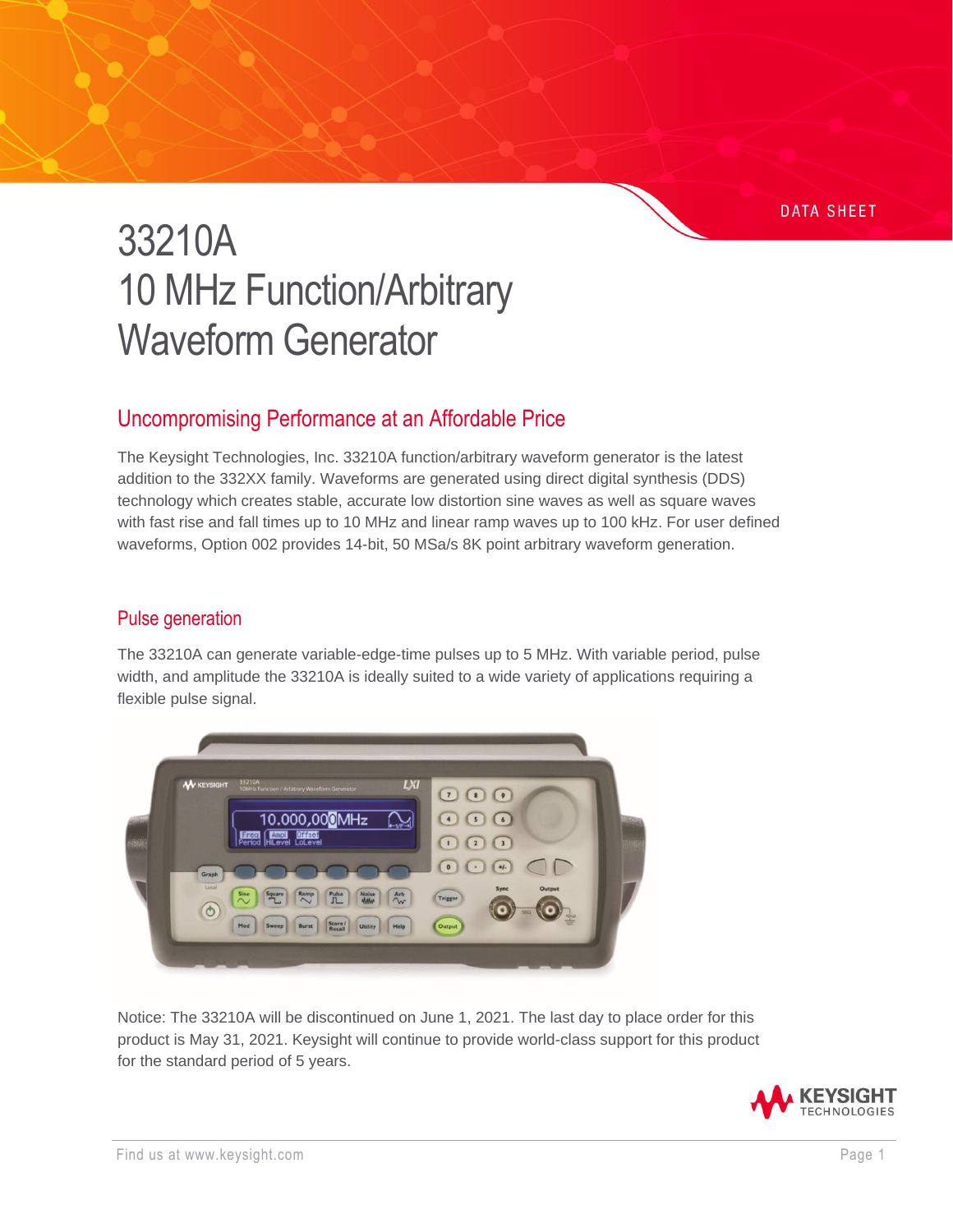DATA SHEET

# 33210A
# 10 MHz Function/Arbitrary Waveform Generator

## Uncompromising Performance at an Affordable Price

The Keysight Technologies, Inc. 33210A function/arbitrary waveform generator is the latest addition to the 332XX family. Waveforms are generated using direct digital synthesis (DDS) technology which creates stable, accurate low distortion sine waves as well as square waves with fast rise and fall times up to 10 MHz and linear ramp waves up to 100 kHz. For user defined waveforms, Option 002 provides 14-bit, 50 MSa/s 8K point arbitrary waveform generation.

### Pulse generation

The 33210A can generate variable-edge-time pulses up to 5 MHz. With variable period, pulse width, and amplitude the 33210A is ideally suited to a wide variety of applications requiring a flexible pulse signal.

Notice: The 33210A will be discontinued on June 1, 2021. The last day to place order for this product is May 31, 2021. Keysight will continue to provide world-class support for this product for the standard period of 5 years.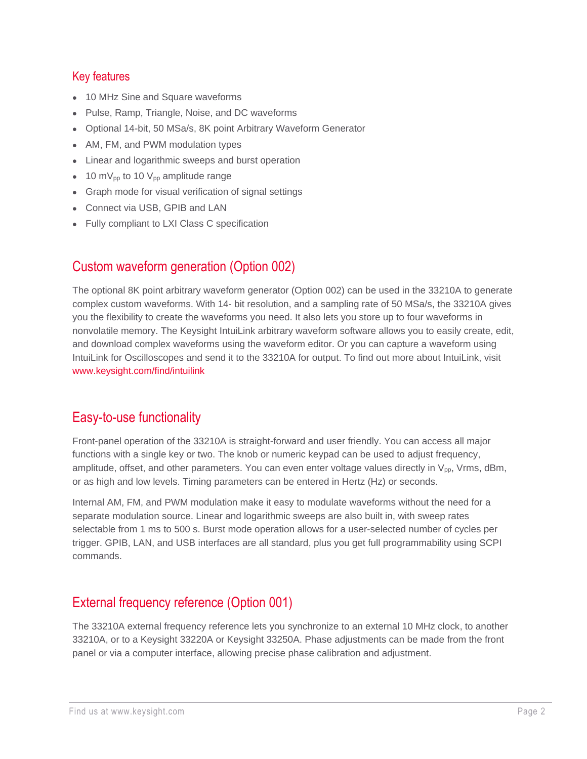## Key features

- 10 MHz Sine and Square waveforms
- Pulse, Ramp, Triangle, Noise, and DC waveforms
- Optional 14-bit, 50 MSa/s, 8K point Arbitrary Waveform Generator
- AM, FM, and PWM modulation types
- Linear and logarithmic sweeps and burst operation
- 10 $mV_{pp}$ to 10 $V_{pp}$ amplitude range
- Graph mode for visual verification of signal settings
- Connect via USB, GPIB and LAN
- Fully compliant to LXI Class C specification

## Custom waveform generation (Option 002)

The optional 8K point arbitrary waveform generator (Option 002) can be used in the 33210A to generate complex custom waveforms. With 14- bit resolution, and a sampling rate of 50 MSa/s, the 33210A gives you the flexibility to create the waveforms you need. It also lets you store up to four waveforms in nonvolatile memory. The Keysight IntuiLink arbitrary waveform software allows you to easily create, edit, and download complex waveforms using the waveform editor. Or you can capture a waveform using IntuiLink for Oscilloscopes and send it to the 33210A for output. To find out more about IntuiLink, visit www.keysight.com/find/intuilink

## Easy-to-use functionality

Front-panel operation of the 33210A is straight-forward and user friendly. You can access all major functions with a single key or two. The knob or numeric keypad can be used to adjust frequency, amplitude, offset, and other parameters. You can even enter voltage values directly in $V_{pp}$, Vrms, dBm, or as high and low levels. Timing parameters can be entered in Hertz (Hz) or seconds.

Internal AM, FM, and PWM modulation make it easy to modulate waveforms without the need for a separate modulation source. Linear and logarithmic sweeps are also built in, with sweep rates selectable from 1 ms to 500 s. Burst mode operation allows for a user-selected number of cycles per trigger. GPIB, LAN, and USB interfaces are all standard, plus you get full programmability using SCPI commands.

## External frequency reference (Option 001)

The 33210A external frequency reference lets you synchronize to an external 10 MHz clock, to another 33210A, or to a Keysight 33220A or Keysight 33250A. Phase adjustments can be made from the front panel or via a computer interface, allowing precise phase calibration and adjustment.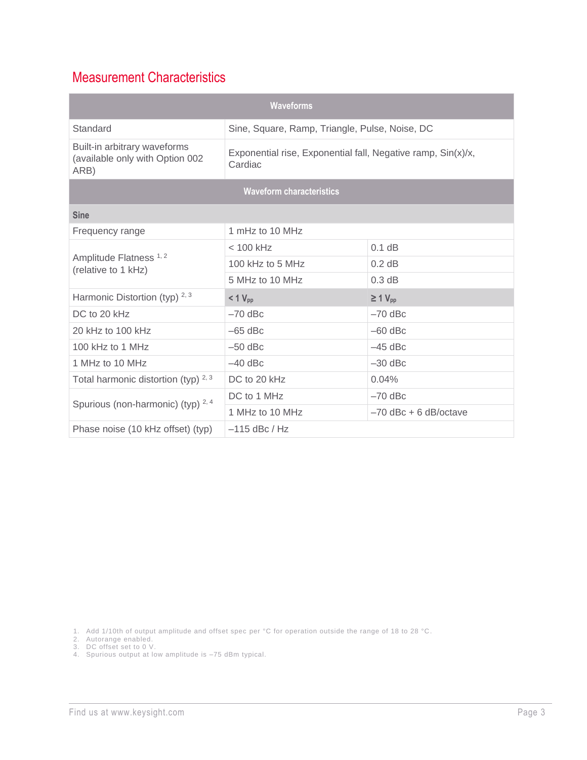## Measurement Characteristics

| Waveforms | | |
|---|---|---|
| Standard | Sine, Square, Ramp, Triangle, Pulse, Noise, DC | |
| Built-in arbitrary waveforms (available only with Option 002 ARB) | Exponential rise, Exponential fall, Negative ramp, Sin(x)/x, Cardiac | |
| **Waveform characteristics** | | |
| **Sine** | | |
| Frequency range | 1 mHz to 10 MHz | |
| Amplitude Flatness [1, 2] (relative to 1 kHz) | < 100 kHz | 0.1 dB |
| | 100 kHz to 5 MHz | 0.2 dB |
| | 5 MHz to 10 MHz | 0.3 dB |
| Harmonic Distortion (typ) [2, 3] | **< 1 $V_{pp}$** | **≥ 1 $V_{pp}$** |
| DC to 20 kHz | –70 dBc | –70 dBc |
| 20 kHz to 100 kHz | –65 dBc | –60 dBc |
| 100 kHz to 1 MHz | –50 dBc | –45 dBc |
| 1 MHz to 10 MHz | –40 dBc | –30 dBc |
| Total harmonic distortion (typ) [2, 3] | DC to 20 kHz | 0.04% |
| Spurious (non-harmonic) (typ) [2, 4] | DC to 1 MHz | –70 dBc |
| | 1 MHz to 10 MHz | –70 dBc + 6 dB/octave |
| Phase noise (10 kHz offset) (typ) | –115 dBc / Hz | |

1. Add 1/10th of output amplitude and offset spec per °C for operation outside the range of 18 to 28 °C.
2. Autorange enabled.
3. DC offset set to 0 V.
4. Spurious output at low amplitude is –75 dBm typical.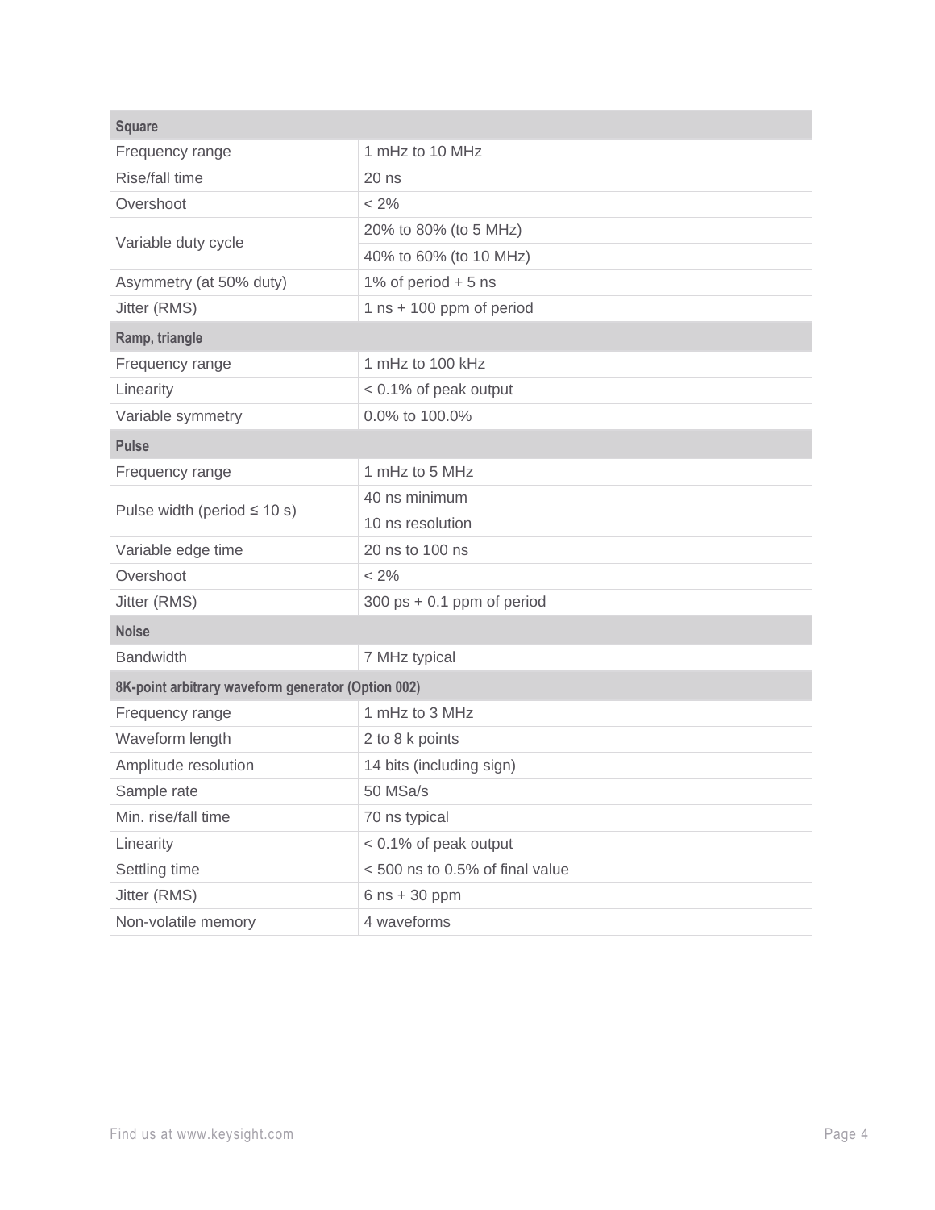| Square | |
|---|---|
| Frequency range | 1 mHz to 10 MHz |
| Rise/fall time | 20 ns |
| Overshoot | < 2% |
| Variable duty cycle | 20% to 80% (to 5 MHz) |
| | 40% to 60% (to 10 MHz) |
| Asymmetry (at 50% duty) | 1% of period + 5 ns |
| Jitter (RMS) | 1 ns + 100 ppm of period |
| **Ramp, triangle** | |
| Frequency range | 1 mHz to 100 kHz |
| Linearity | < 0.1% of peak output |
| Variable symmetry | 0.0% to 100.0% |
| **Pulse** | |
| Frequency range | 1 mHz to 5 MHz |
| Pulse width (period ≤ 10 s) | 40 ns minimum |
| | 10 ns resolution |
| Variable edge time | 20 ns to 100 ns |
| Overshoot | < 2% |
| Jitter (RMS) | 300 ps + 0.1 ppm of period |
| **Noise** | |
| Bandwidth | 7 MHz typical |
| **8K-point arbitrary waveform generator (Option 002)** | |
| Frequency range | 1 mHz to 3 MHz |
| Waveform length | 2 to 8 k points |
| Amplitude resolution | 14 bits (including sign) |
| Sample rate | 50 MSa/s |
| Min. rise/fall time | 70 ns typical |
| Linearity | < 0.1% of peak output |
| Settling time | < 500 ns to 0.5% of final value |
| Jitter (RMS) | 6 ns + 30 ppm |
| Non-volatile memory | 4 waveforms |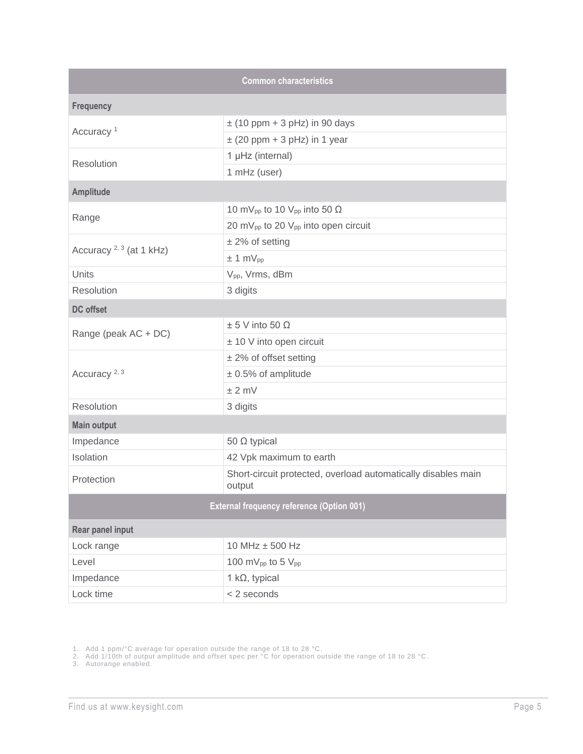| Common characteristics | |
|---|---|
| **Frequency** | |
| Accuracy [1] | ± (10 ppm + 3 pHz) in 90 days |
| | ± (20 ppm + 3 pHz) in 1 year |
| Resolution | 1 μHz (internal) |
| | 1 mHz (user) |
| **Amplitude** | |
| Range | 10 $mV_{pp}$ to 10 $V_{pp}$ into 50 Ω |
| | 20 $mV_{pp}$ to 20 $V_{pp}$ into open circuit |
| Accuracy [2, 3] (at 1 kHz) | ± 2% of setting |
| | ± 1 $mV_{pp}$ |
| Units | $V_{pp}$, Vrms, dBm |
| Resolution | 3 digits |
| **DC offset** | |
| Range (peak AC + DC) | ± 5 V into 50 Ω |
| | ± 10 V into open circuit |
| Accuracy [2, 3] | ± 2% of offset setting |
| | ± 0.5% of amplitude |
| | ± 2 mV |
| Resolution | 3 digits |
| **Main output** | |
| Impedance | 50 Ω typical |
| Isolation | 42 Vpk maximum to earth |
| Protection | Short-circuit protected, overload automatically disables main output |
| **External frequency reference (Option 001)** | |
| **Rear panel input** | |
| Lock range | 10 MHz ± 500 Hz |
| Level | 100 $mV_{pp}$ to 5 $V_{pp}$ |
| Impedance | 1 kΩ, typical |
| Lock time | < 2 seconds |

1. Add 1 ppm/°C average for operation outside the range of 18 to 28 °C.
2. Add 1/10th of output amplitude and offset spec per °C for operation outside the range of 18 to 28 °C.
3. Autorange enabled.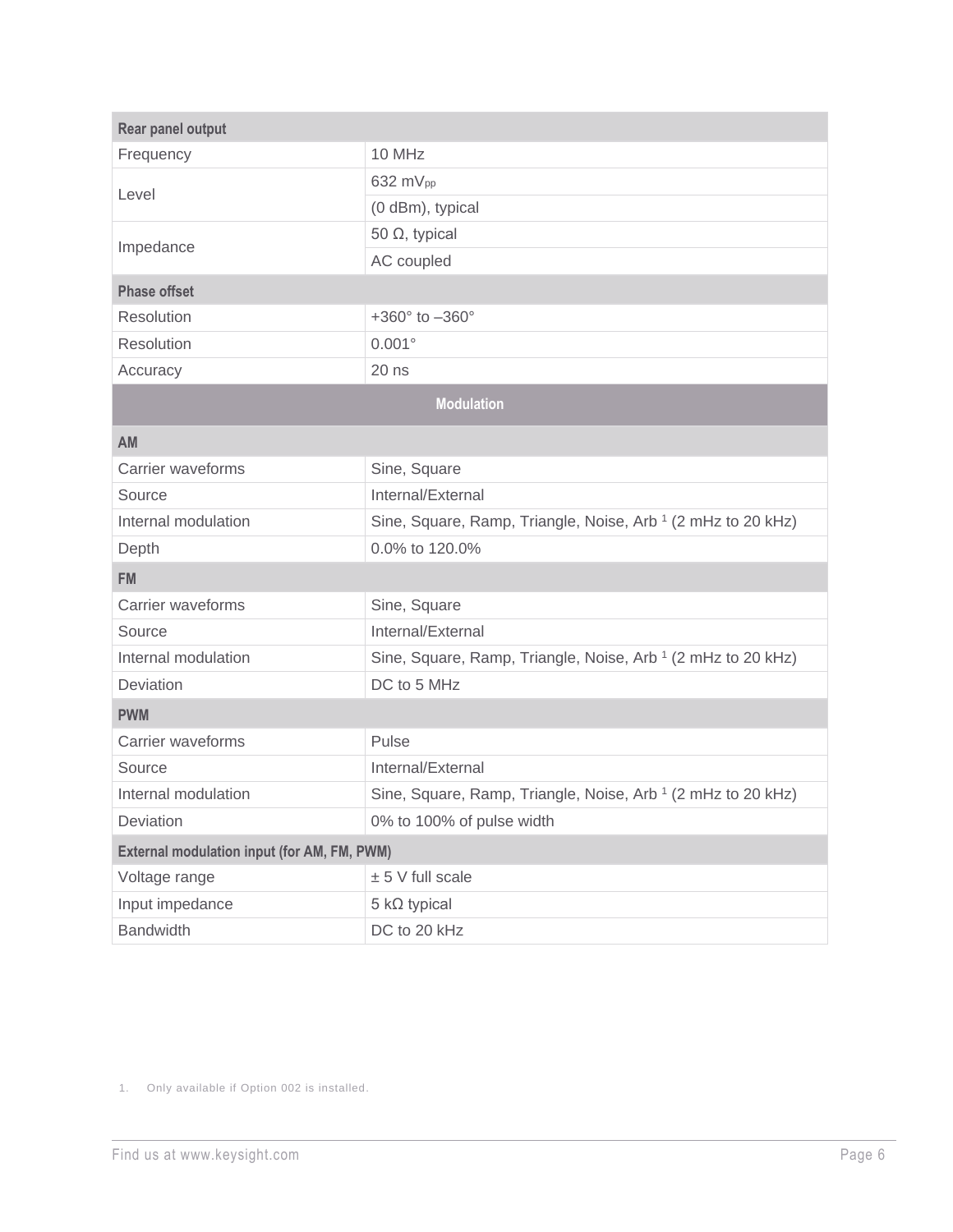| Rear panel output | |
|---|---|
| Frequency | 10 MHz |
| Level | 632 $mV_{pp}$ |
| | (0 dBm), typical |
| Impedance | 50 Ω, typical |
| | AC coupled |
| **Phase offset** | |
| Resolution | +360° to –360° |
| Resolution | 0.001° |
| Accuracy | 20 ns |
| **Modulation** | |
| **AM** | |
| Carrier waveforms | Sine, Square |
| Source | Internal/External |
| Internal modulation | Sine, Square, Ramp, Triangle, Noise, Arb [1] (2 mHz to 20 kHz) |
| Depth | 0.0% to 120.0% |
| **FM** | |
| Carrier waveforms | Sine, Square |
| Source | Internal/External |
| Internal modulation | Sine, Square, Ramp, Triangle, Noise, Arb [1] (2 mHz to 20 kHz) |
| Deviation | DC to 5 MHz |
| **PWM** | |
| Carrier waveforms | Pulse |
| Source | Internal/External |
| Internal modulation | Sine, Square, Ramp, Triangle, Noise, Arb [1] (2 mHz to 20 kHz) |
| Deviation | 0% to 100% of pulse width |
| **External modulation input (for AM, FM, PWM)** | |
| Voltage range | ± 5 V full scale |
| Input impedance | 5 kΩ typical |
| Bandwidth | DC to 20 kHz |

1. Only available if Option 002 is installed.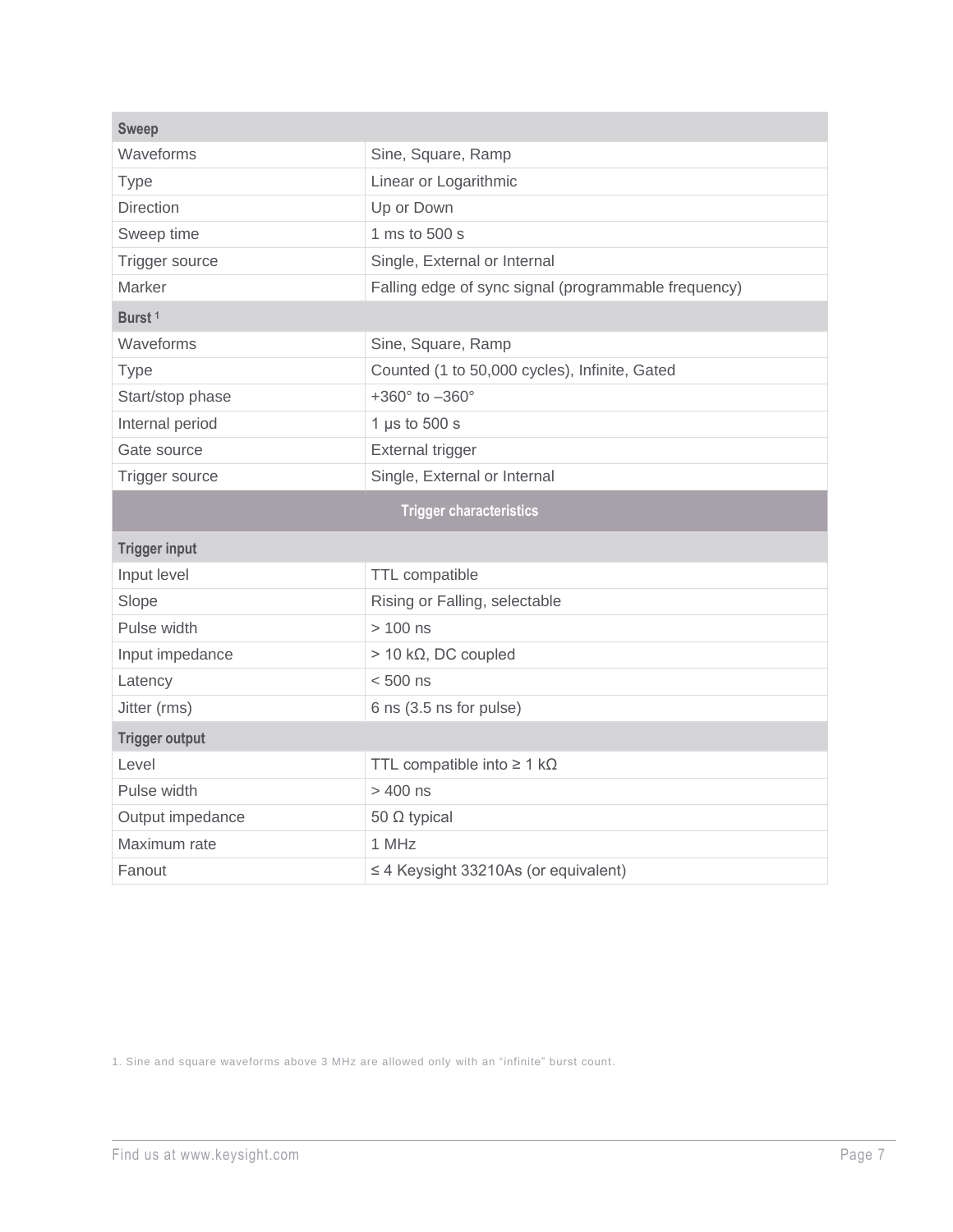| Sweep | |
|---|---|
| Waveforms | Sine, Square, Ramp |
| Type | Linear or Logarithmic |
| Direction | Up or Down |
| Sweep time | 1 ms to 500 s |
| Trigger source | Single, External or Internal |
| Marker | Falling edge of sync signal (programmable frequency) |
| **Burst [1]** | |
| Waveforms | Sine, Square, Ramp |
| Type | Counted (1 to 50,000 cycles), Infinite, Gated |
| Start/stop phase | +360° to –360° |
| Internal period | 1 µs to 500 s |
| Gate source | External trigger |
| Trigger source | Single, External or Internal |

## Trigger characteristics

| Trigger input | |
|---|---|
| Input level | TTL compatible |
| Slope | Rising or Falling, selectable |
| Pulse width | > 100 ns |
| Input impedance | > 10 kΩ, DC coupled |
| Latency | < 500 ns |
| Jitter (rms) | 6 ns (3.5 ns for pulse) |
| **Trigger output** | |
| Level | TTL compatible into ≥ 1 kΩ |
| Pulse width | > 400 ns |
| Output impedance | 50 Ω typical |
| Maximum rate | 1 MHz |
| Fanout | ≤ 4 Keysight 33210As (or equivalent) |

1. Sine and square waveforms above 3 MHz are allowed only with an "infinite" burst count.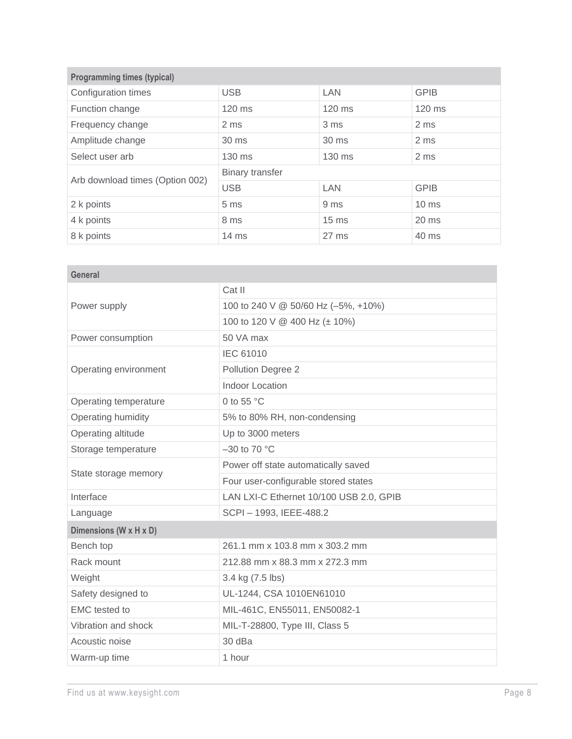| Programming times (typical) | | | |
|---|---|---|---|
| Configuration times | USB | LAN | GPIB |
| Function change | 120 ms | 120 ms | 120 ms |
| Frequency change | 2 ms | 3 ms | 2 ms |
| Amplitude change | 30 ms | 30 ms | 2 ms |
| Select user arb | 130 ms | 130 ms | 2 ms |
| Arb download times (Option 002) | Binary transfer | | |
| | USB | LAN | GPIB |
| 2 k points | 5 ms | 9 ms | 10 ms |
| 4 k points | 8 ms | 15 ms | 20 ms |
| 8 k points | 14 ms | 27 ms | 40 ms |

| General | |
|---|---|
| Power supply | Cat II |
| | 100 to 240 V @ 50/60 Hz (–5%, +10%) |
| | 100 to 120 V @ 400 Hz (± 10%) |
| Power consumption | 50 VA max |
| Operating environment | IEC 61010 |
| | Pollution Degree 2 |
| | Indoor Location |
| Operating temperature | 0 to 55 °C |
| Operating humidity | 5% to 80% RH, non-condensing |
| Operating altitude | Up to 3000 meters |
| Storage temperature | –30 to 70 °C |
| State storage memory | Power off state automatically saved |
| | Four user-configurable stored states |
| Interface | LAN LXI-C Ethernet 10/100 USB 2.0, GPIB |
| Language | SCPI – 1993, IEEE-488.2 |
| **Dimensions (W x H x D)** | |
| Bench top | 261.1 mm x 103.8 mm x 303.2 mm |
| Rack mount | 212.88 mm x 88.3 mm x 272.3 mm |
| Weight | 3.4 kg (7.5 lbs) |
| Safety designed to | UL-1244, CSA 1010EN61010 |
| EMC tested to | MIL-461C, EN55011, EN50082-1 |
| Vibration and shock | MIL-T-28800, Type III, Class 5 |
| Acoustic noise | 30 dBa |
| Warm-up time | 1 hour |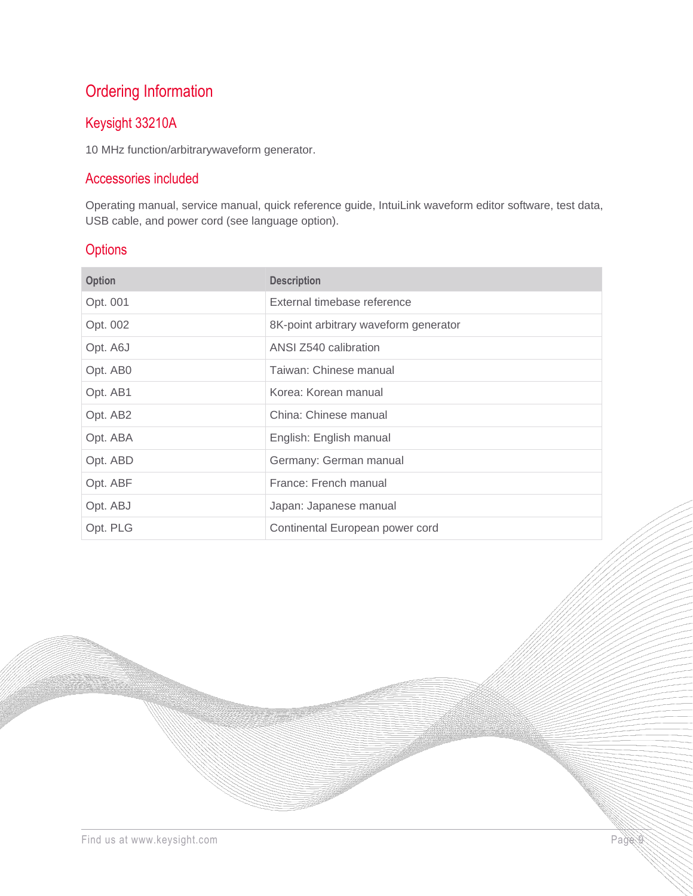# Ordering Information

## Keysight 33210A

10 MHz function/arbitrarywaveform generator.

### Accessories included

Operating manual, service manual, quick reference guide, IntuiLink waveform editor software, test data, USB cable, and power cord (see language option).

### Options

| Option | Description |
|---|---|
| Opt. 001 | External timebase reference |
| Opt. 002 | 8K-point arbitrary waveform generator |
| Opt. A6J | ANSI Z540 calibration |
| Opt. AB0 | Taiwan: Chinese manual |
| Opt. AB1 | Korea: Korean manual |
| Opt. AB2 | China: Chinese manual |
| Opt. ABA | English: English manual |
| Opt. ABD | Germany: German manual |
| Opt. ABF | France: French manual |
| Opt. ABJ | Japan: Japanese manual |
| Opt. PLG | Continental European power cord |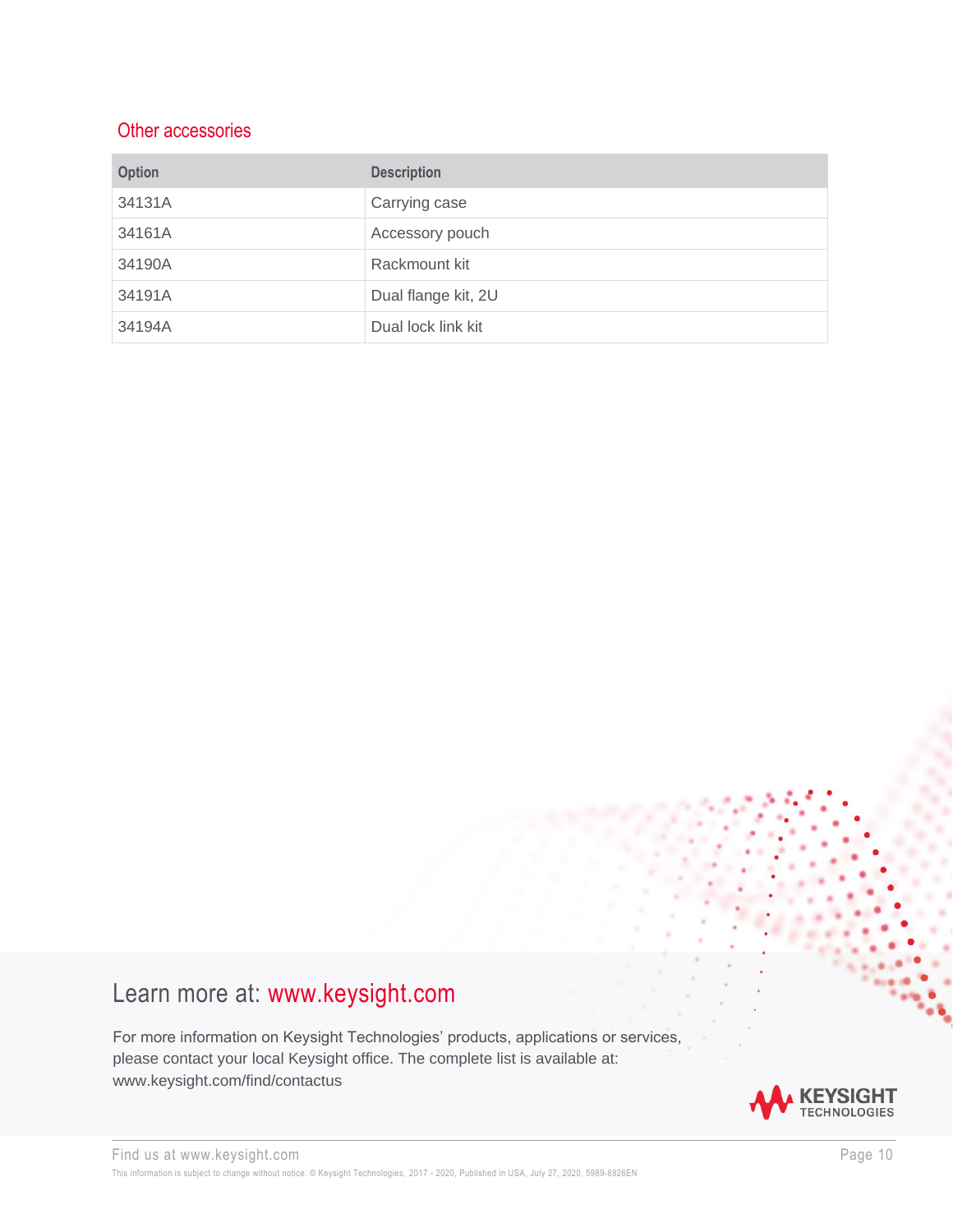### Other accessories

| Option | Description |
|---|---|
| 34131A | Carrying case |
| 34161A | Accessory pouch |
| 34190A | Rackmount kit |
| 34191A | Dual flange kit, 2U |
| 34194A | Dual lock link kit |

## Learn more at: www.keysight.com

For more information on Keysight Technologies' products, applications or services, please contact your local Keysight office. The complete list is available at: www.keysight.com/find/contactus

This information is subject to change without notice. © Keysight Technologies, 2017 - 2020, Published in USA, July 27, 2020, 5989-8926EN